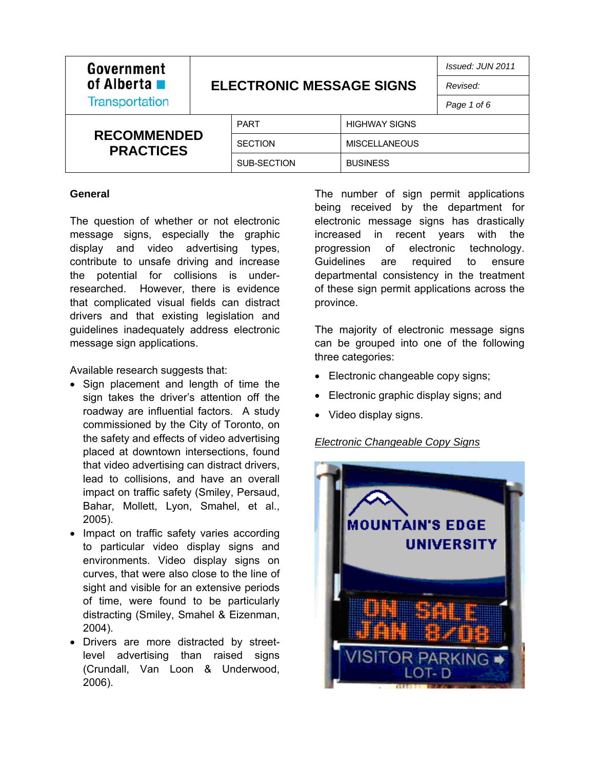| | | |
|---|---|---|
| Government of Alberta Transportation | ELECTRONIC MESSAGE SIGNS | Issued: JUN 2011 |
| | | Revised: |

| RECOMMENDED PRACTICES | | |
|---|---|---|
| | PART | HIGHWAY SIGNS |
| | SECTION | MISCELLANEOUS |
| | SUB-SECTION | BUSINESS |

## General

The question of whether or not electronic message signs, especially the graphic display and video advertising types, contribute to unsafe driving and increase the potential for collisions is under-researched. However, there is evidence that complicated visual fields can distract drivers and that existing legislation and guidelines inadequately address electronic message sign applications.

Available research suggests that:

- Sign placement and length of time the sign takes the driver's attention off the roadway are influential factors. A study commissioned by the City of Toronto, on the safety and effects of video advertising placed at downtown intersections, found that video advertising can distract drivers, lead to collisions, and have an overall impact on traffic safety (Smiley, Persaud, Bahar, Mollett, Lyon, Smahel, et al., 2005).
- Impact on traffic safety varies according to particular video display signs and environments. Video display signs on curves, that were also close to the line of sight and visible for an extensive periods of time, were found to be particularly distracting (Smiley, Smahel & Eizenman, 2004).
- Drivers are more distracted by street-level advertising than raised signs (Crundall, Van Loon & Underwood, 2006).

The number of sign permit applications being received by the department for electronic message signs has drastically increased in recent years with the progression of electronic technology. Guidelines are required to ensure departmental consistency in the treatment of these sign permit applications across the province.

The majority of electronic message signs can be grouped into one of the following three categories:

- Electronic changeable copy signs;
- Electronic graphic display signs; and
- Video display signs.

*Electronic Changeable Copy Signs*

MOUNTAIN'S EDGE UNIVERSITY
ON SALE JAN 8/08
VISITOR PARKING LOT- D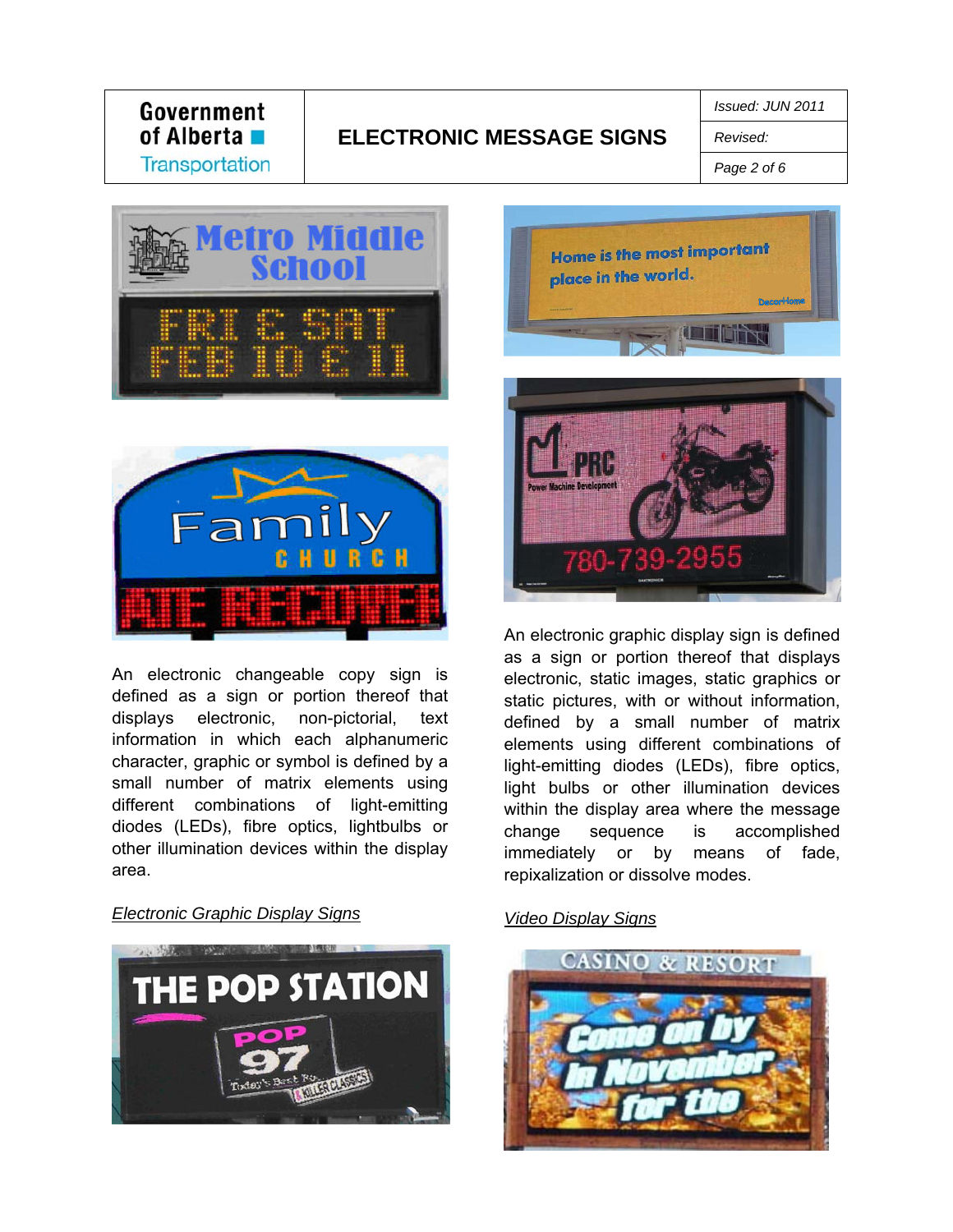An electronic changeable copy sign is defined as a sign or portion thereof that displays electronic, non-pictorial, text information in which each alphanumeric character, graphic or symbol is defined by a small number of matrix elements using different combinations of light-emitting diodes (LEDs), fibre optics, lightbulbs or other illumination devices within the display area.

*Electronic Graphic Display Signs*

An electronic graphic display sign is defined as a sign or portion thereof that displays electronic, static images, static graphics or static pictures, with or without information, defined by a small number of matrix elements using different combinations of light-emitting diodes (LEDs), fibre optics, light bulbs or other illumination devices within the display area where the message change sequence is accomplished immediately or by means of fade, repixalization or dissolve modes.

*Video Display Signs*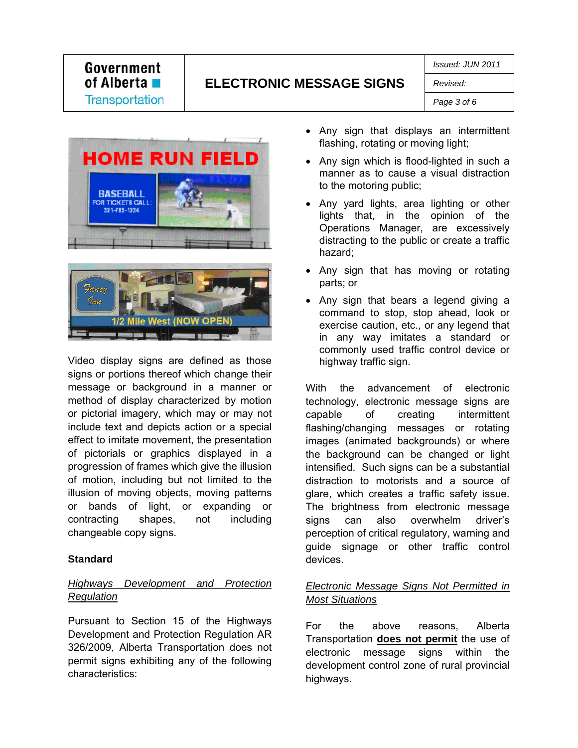Video display signs are defined as those signs or portions thereof which change their message or background in a manner or method of display characterized by motion or pictorial imagery, which may or may not include text and depicts action or a special effect to imitate movement, the presentation of pictorials or graphics displayed in a progression of frames which give the illusion of motion, including but not limited to the illusion of moving objects, moving patterns or bands of light, or expanding or contracting shapes, not including changeable copy signs.

**Standard**

*Highways Development and Protection Regulation*

Pursuant to Section 15 of the Highways Development and Protection Regulation AR 326/2009, Alberta Transportation does not permit signs exhibiting any of the following characteristics:

- Any sign that displays an intermittent flashing, rotating or moving light;
- Any sign which is flood-lighted in such a manner as to cause a visual distraction to the motoring public;
- Any yard lights, area lighting or other lights that, in the opinion of the Operations Manager, are excessively distracting to the public or create a traffic hazard;
- Any sign that has moving or rotating parts; or
- Any sign that bears a legend giving a command to stop, stop ahead, look or exercise caution, etc., or any legend that in any way imitates a standard or commonly used traffic control device or highway traffic sign.

With the advancement of electronic technology, electronic message signs are capable of creating intermittent flashing/changing messages or rotating images (animated backgrounds) or where the background can be changed or light intensified. Such signs can be a substantial distraction to motorists and a source of glare, which creates a traffic safety issue. The brightness from electronic message signs can also overwhelm driver's perception of critical regulatory, warning and guide signage or other traffic control devices.

*Electronic Message Signs Not Permitted in Most Situations*

For the above reasons, Alberta Transportation **does not permit** the use of electronic message signs within the development control zone of rural provincial highways.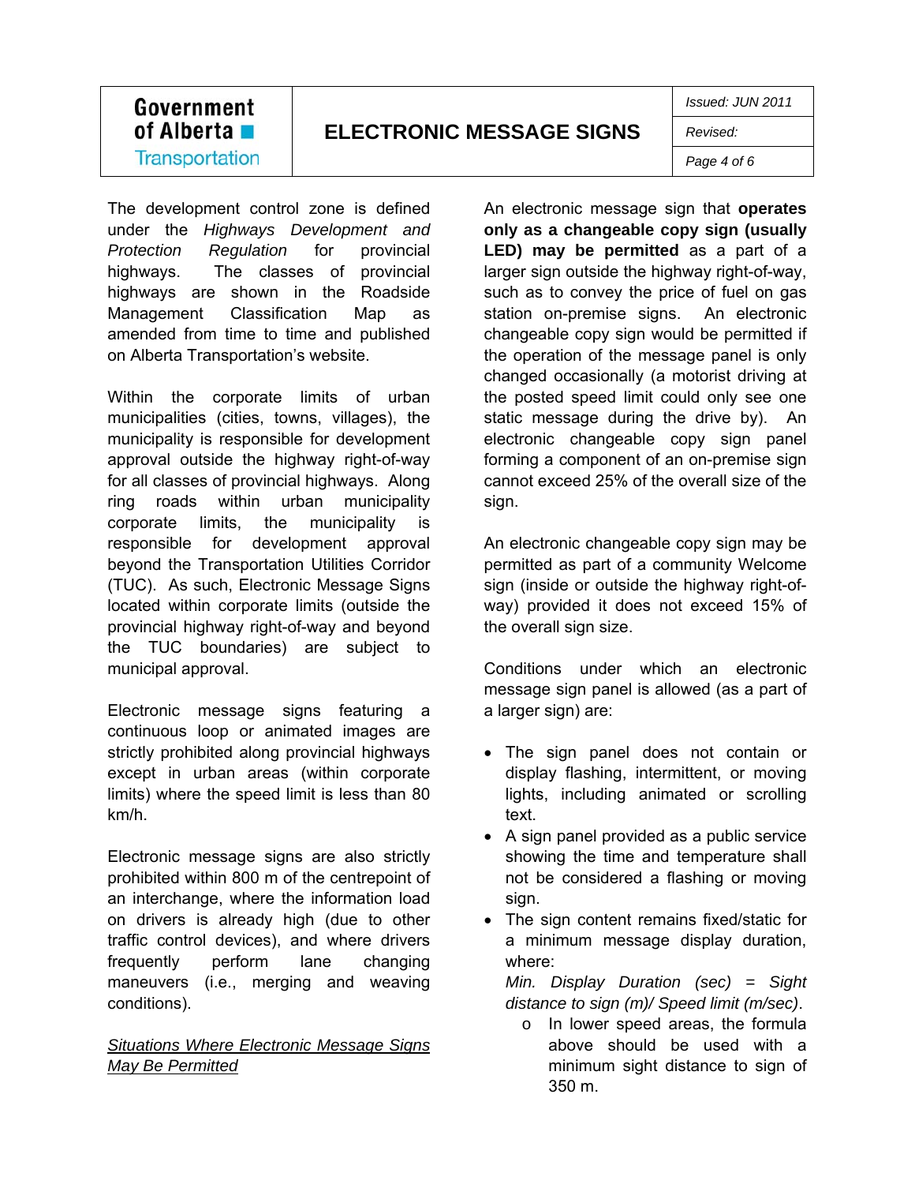The development control zone is defined under the *Highways Development and Protection Regulation* for provincial highways. The classes of provincial highways are shown in the Roadside Management Classification Map as amended from time to time and published on Alberta Transportation's website.

Within the corporate limits of urban municipalities (cities, towns, villages), the municipality is responsible for development approval outside the highway right-of-way for all classes of provincial highways. Along ring roads within urban municipality corporate limits, the municipality is responsible for development approval beyond the Transportation Utilities Corridor (TUC). As such, Electronic Message Signs located within corporate limits (outside the provincial highway right-of-way and beyond the TUC boundaries) are subject to municipal approval.

Electronic message signs featuring a continuous loop or animated images are strictly prohibited along provincial highways except in urban areas (within corporate limits) where the speed limit is less than 80 km/h.

Electronic message signs are also strictly prohibited within 800 m of the centrepoint of an interchange, where the information load on drivers is already high (due to other traffic control devices), and where drivers frequently perform lane changing maneuvers (i.e., merging and weaving conditions).

*Situations Where Electronic Message Signs May Be Permitted*

An electronic message sign that **operates only as a changeable copy sign (usually LED) may be permitted** as a part of a larger sign outside the highway right-of-way, such as to convey the price of fuel on gas station on-premise signs. An electronic changeable copy sign would be permitted if the operation of the message panel is only changed occasionally (a motorist driving at the posted speed limit could only see one static message during the drive by). An electronic changeable copy sign panel forming a component of an on-premise sign cannot exceed 25% of the overall size of the sign.

An electronic changeable copy sign may be permitted as part of a community Welcome sign (inside or outside the highway right-of-way) provided it does not exceed 15% of the overall sign size.

Conditions under which an electronic message sign panel is allowed (as a part of a larger sign) are:

- The sign panel does not contain or display flashing, intermittent, or moving lights, including animated or scrolling text.
- A sign panel provided as a public service showing the time and temperature shall not be considered a flashing or moving sign.
- The sign content remains fixed/static for a minimum message display duration, where:
  *Min. Display Duration (sec) = Sight distance to sign (m)/ Speed limit (m/sec)*.
  - In lower speed areas, the formula above should be used with a minimum sight distance to sign of 350 m.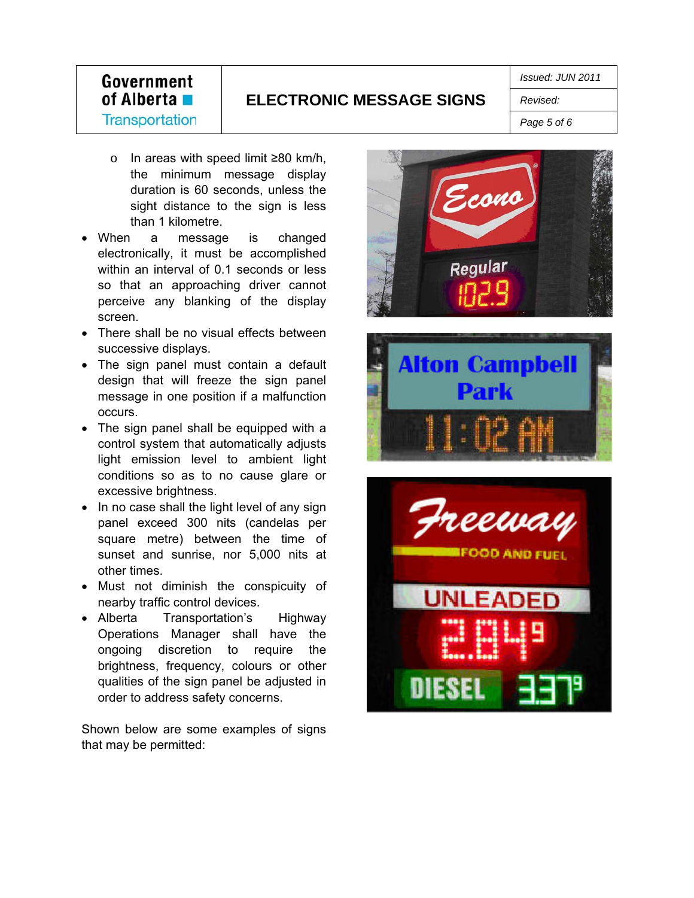- In areas with speed limit ≥80 km/h, the minimum message display duration is 60 seconds, unless the sight distance to the sign is less than 1 kilometre.

- When a message is changed electronically, it must be accomplished within an interval of 0.1 seconds or less so that an approaching driver cannot perceive any blanking of the display screen.
- There shall be no visual effects between successive displays.
- The sign panel must contain a default design that will freeze the sign panel message in one position if a malfunction occurs.
- The sign panel shall be equipped with a control system that automatically adjusts light emission level to ambient light conditions so as to no cause glare or excessive brightness.
- In no case shall the light level of any sign panel exceed 300 nits (candelas per square metre) between the time of sunset and sunrise, nor 5,000 nits at other times.
- Must not diminish the conspicuity of nearby traffic control devices.
- Alberta Transportation's Highway Operations Manager shall have the ongoing discretion to require the brightness, frequency, colours or other qualities of the sign panel be adjusted in order to address safety concerns.

Shown below are some examples of signs that may be permitted: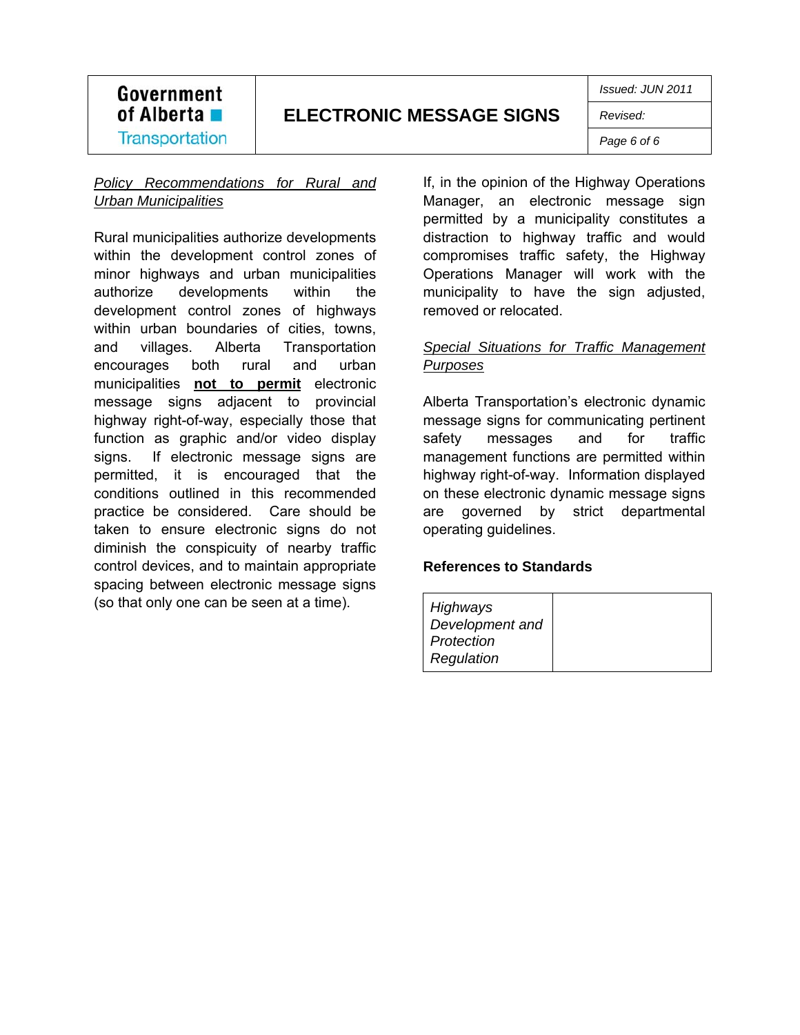*Policy Recommendations for Rural and Urban Municipalities*

Rural municipalities authorize developments within the development control zones of minor highways and urban municipalities authorize developments within the development control zones of highways within urban boundaries of cities, towns, and villages. Alberta Transportation encourages both rural and urban municipalities **not to permit** electronic message signs adjacent to provincial highway right-of-way, especially those that function as graphic and/or video display signs. If electronic message signs are permitted, it is encouraged that the conditions outlined in this recommended practice be considered. Care should be taken to ensure electronic signs do not diminish the conspicuity of nearby traffic control devices, and to maintain appropriate spacing between electronic message signs (so that only one can be seen at a time).

If, in the opinion of the Highway Operations Manager, an electronic message sign permitted by a municipality constitutes a distraction to highway traffic and would compromises traffic safety, the Highway Operations Manager will work with the municipality to have the sign adjusted, removed or relocated.

*Special Situations for Traffic Management Purposes*

Alberta Transportation's electronic dynamic message signs for communicating pertinent safety messages and for traffic management functions are permitted within highway right-of-way. Information displayed on these electronic dynamic message signs are governed by strict departmental operating guidelines.

**References to Standards**

| | |
|---|---|
| *Highways Development and Protection Regulation* | |